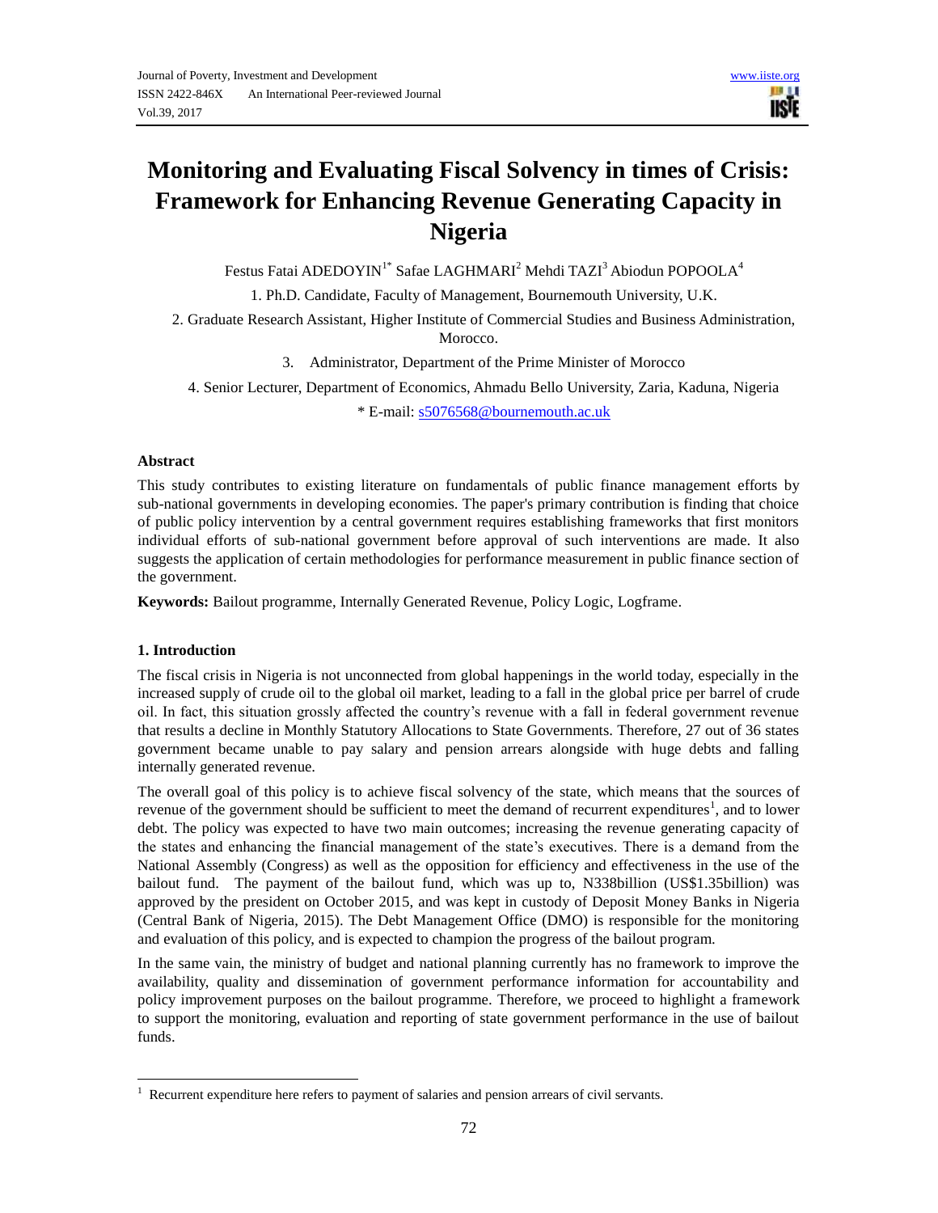# Monitoring and Evaluating Fiscal Solvency in times of Crisis: Framework for Enhancing Revenue Generating Capacity in Nigeria

Festus Fatai ADEDOYIN[1*] Safae LAGHMARI[2] Mehdi TAZI[3] Abiodun POPOOLA[4]

1. Ph.D. Candidate, Faculty of Management, Bournemouth University, U.K.
2. Graduate Research Assistant, Higher Institute of Commercial Studies and Business Administration, Morocco.
3. Administrator, Department of the Prime Minister of Morocco
4. Senior Lecturer, Department of Economics, Ahmadu Bello University, Zaria, Kaduna, Nigeria

\* E-mail: s5076568@bournemouth.ac.uk

### Abstract

This study contributes to existing literature on fundamentals of public finance management efforts by sub-national governments in developing economies. The paper's primary contribution is finding that choice of public policy intervention by a central government requires establishing frameworks that first monitors individual efforts of sub-national government before approval of such interventions are made. It also suggests the application of certain methodologies for performance measurement in public finance section of the government.

**Keywords:** Bailout programme, Internally Generated Revenue, Policy Logic, Logframe.

## 1. Introduction

The fiscal crisis in Nigeria is not unconnected from global happenings in the world today, especially in the increased supply of crude oil to the global oil market, leading to a fall in the global price per barrel of crude oil. In fact, this situation grossly affected the country's revenue with a fall in federal government revenue that results a decline in Monthly Statutory Allocations to State Governments. Therefore, 27 out of 36 states government became unable to pay salary and pension arrears alongside with huge debts and falling internally generated revenue.

The overall goal of this policy is to achieve fiscal solvency of the state, which means that the sources of revenue of the government should be sufficient to meet the demand of recurrent expenditures[1], and to lower debt. The policy was expected to have two main outcomes; increasing the revenue generating capacity of the states and enhancing the financial management of the state's executives. There is a demand from the National Assembly (Congress) as well as the opposition for efficiency and effectiveness in the use of the bailout fund. The payment of the bailout fund, which was up to, N338billion (US$1.35billion) was approved by the president on October 2015, and was kept in custody of Deposit Money Banks in Nigeria (Central Bank of Nigeria, 2015). The Debt Management Office (DMO) is responsible for the monitoring and evaluation of this policy, and is expected to champion the progress of the bailout program.

In the same vain, the ministry of budget and national planning currently has no framework to improve the availability, quality and dissemination of government performance information for accountability and policy improvement purposes on the bailout programme. Therefore, we proceed to highlight a framework to support the monitoring, evaluation and reporting of state government performance in the use of bailout funds.

[1] Recurrent expenditure here refers to payment of salaries and pension arrears of civil servants.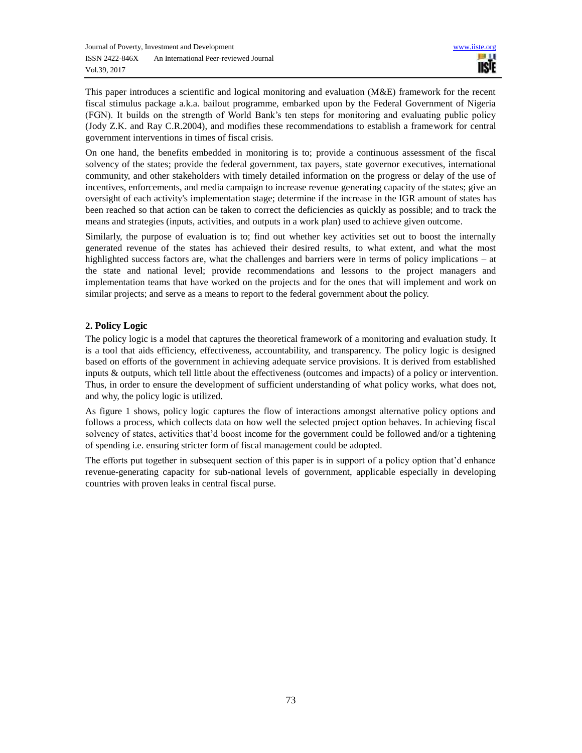This paper introduces a scientific and logical monitoring and evaluation (M&E) framework for the recent fiscal stimulus package a.k.a. bailout programme, embarked upon by the Federal Government of Nigeria (FGN). It builds on the strength of World Bank's ten steps for monitoring and evaluating public policy (Jody Z.K. and Ray C.R.2004), and modifies these recommendations to establish a framework for central government interventions in times of fiscal crisis.

On one hand, the benefits embedded in monitoring is to; provide a continuous assessment of the fiscal solvency of the states; provide the federal government, tax payers, state governor executives, international community, and other stakeholders with timely detailed information on the progress or delay of the use of incentives, enforcements, and media campaign to increase revenue generating capacity of the states; give an oversight of each activity's implementation stage; determine if the increase in the IGR amount of states has been reached so that action can be taken to correct the deficiencies as quickly as possible; and to track the means and strategies (inputs, activities, and outputs in a work plan) used to achieve given outcome.

Similarly, the purpose of evaluation is to; find out whether key activities set out to boost the internally generated revenue of the states has achieved their desired results, to what extent, and what the most highlighted success factors are, what the challenges and barriers were in terms of policy implications – at the state and national level; provide recommendations and lessons to the project managers and implementation teams that have worked on the projects and for the ones that will implement and work on similar projects; and serve as a means to report to the federal government about the policy.

## 2. Policy Logic

The policy logic is a model that captures the theoretical framework of a monitoring and evaluation study. It is a tool that aids efficiency, effectiveness, accountability, and transparency. The policy logic is designed based on efforts of the government in achieving adequate service provisions. It is derived from established inputs & outputs, which tell little about the effectiveness (outcomes and impacts) of a policy or intervention. Thus, in order to ensure the development of sufficient understanding of what policy works, what does not, and why, the policy logic is utilized.

As figure 1 shows, policy logic captures the flow of interactions amongst alternative policy options and follows a process, which collects data on how well the selected project option behaves. In achieving fiscal solvency of states, activities that'd boost income for the government could be followed and/or a tightening of spending i.e. ensuring stricter form of fiscal management could be adopted.

The efforts put together in subsequent section of this paper is in support of a policy option that'd enhance revenue-generating capacity for sub-national levels of government, applicable especially in developing countries with proven leaks in central fiscal purse.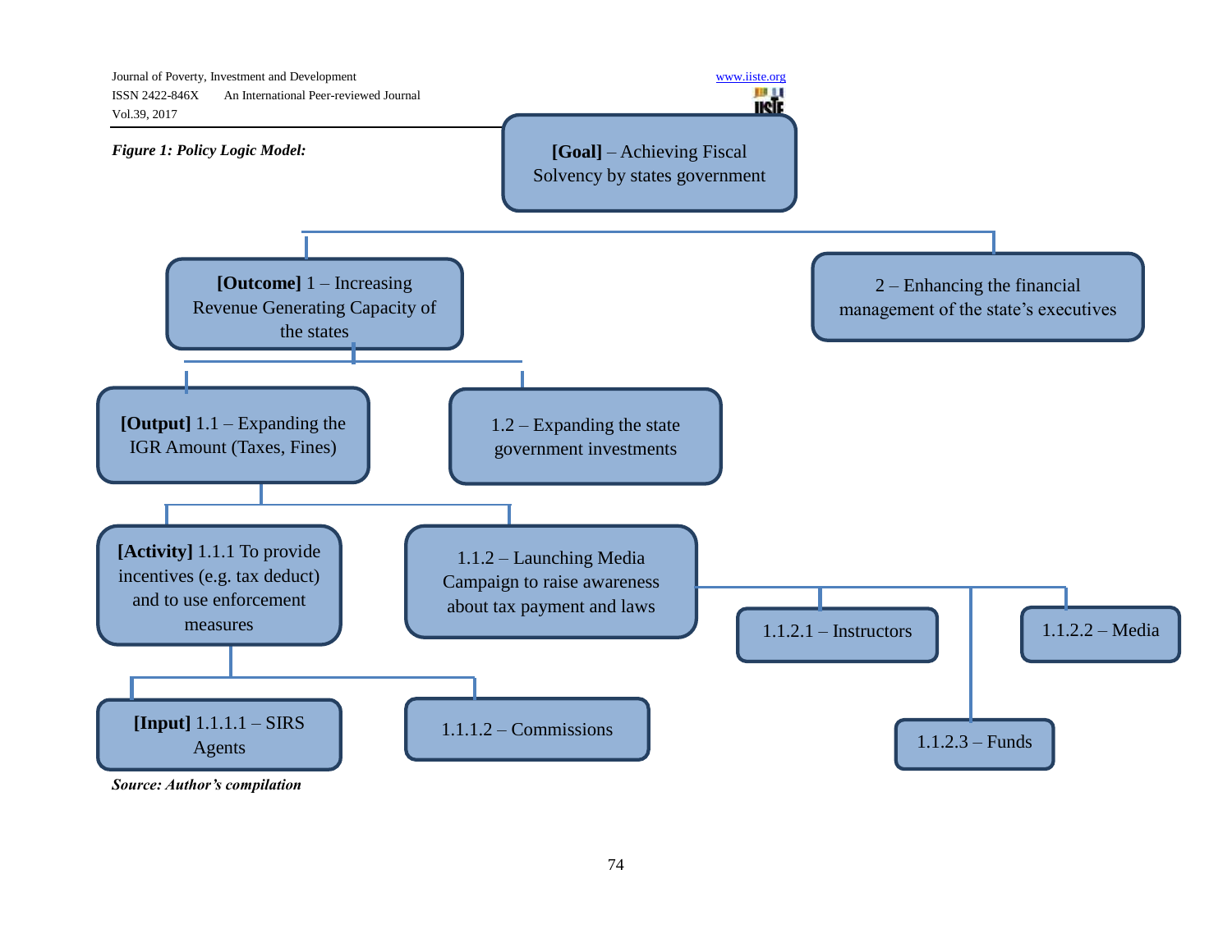*Figure 1: Policy Logic Model:*

**[Goal]** – Achieving Fiscal Solvency by states government

- **[Outcome]** 1 – Increasing Revenue Generating Capacity of the states
  - **[Output]** 1.1 – Expanding the IGR Amount (Taxes, Fines)
    - **[Activity]** 1.1.1 To provide incentives (e.g. tax deduct) and to use enforcement measures
      - **[Input]** 1.1.1.1 – SIRS Agents
      - 1.1.1.2 – Commissions
    - 1.1.2 – Launching Media Campaign to raise awareness about tax payment and laws
      - 1.1.2.1 – Instructors
      - 1.1.2.2 – Media
      - 1.1.2.3 – Funds
  - 1.2 – Expanding the state government investments
- 2 – Enhancing the financial management of the state's executives

***Source: Author's compilation***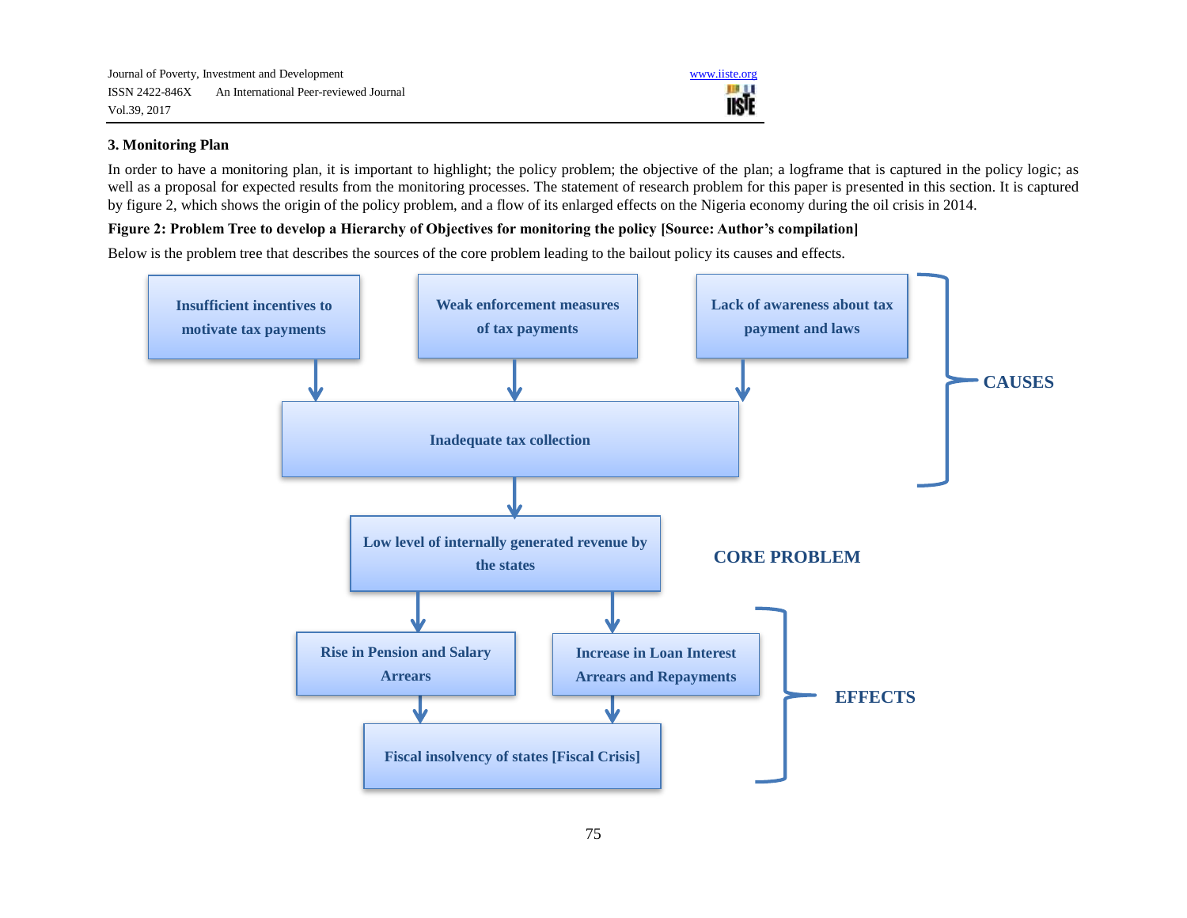### 3. Monitoring Plan

In order to have a monitoring plan, it is important to highlight; the policy problem; the objective of the plan; a logframe that is captured in the policy logic; as well as a proposal for expected results from the monitoring processes. The statement of research problem for this paper is presented in this section. It is captured by figure 2, which shows the origin of the policy problem, and a flow of its enlarged effects on the Nigeria economy during the oil crisis in 2014.

**Figure 2: Problem Tree to develop a Hierarchy of Objectives for monitoring the policy [Source: Author's compilation]**

Below is the problem tree that describes the sources of the core problem leading to the bailout policy its causes and effects.

**CAUSES**

- Insufficient incentives to motivate tax payments
- Weak enforcement measures of tax payments
- Lack of awareness about tax payment and laws

↓

- Inadequate tax collection

↓

**CORE PROBLEM**

- Low level of internally generated revenue by the states

↓

**EFFECTS**

- Rise in Pension and Salary Arrears
- Increase in Loan Interest Arrears and Repayments

↓

- Fiscal insolvency of states [Fiscal Crisis]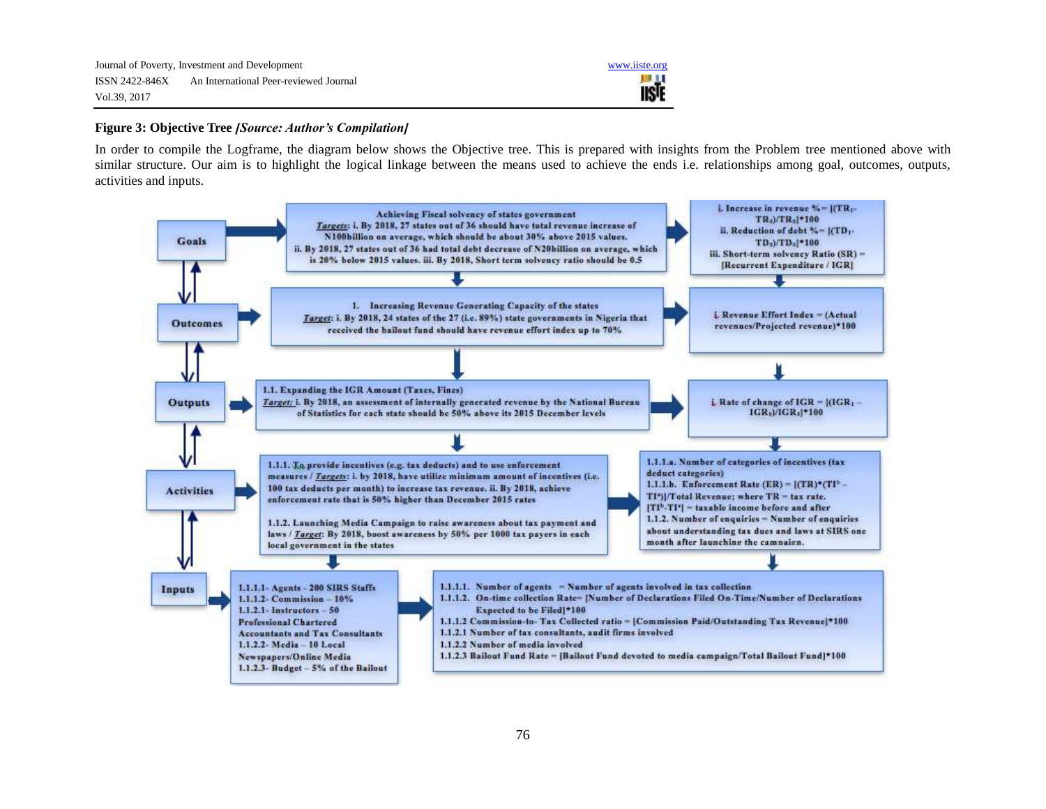**Figure 3: Objective Tree** ***[Source: Author's Compilation]***

In order to compile the Logframe, the diagram below shows the Objective tree. This is prepared with insights from the Problem tree mentioned above with similar structure. Our aim is to highlight the logical linkage between the means used to achieve the ends i.e. relationships among goal, outcomes, outputs, activities and inputs.

| Level | Objective / Target | Indicator |
|---|---|---|
| Goals | Achieving Fiscal solvency of states government. *Targets*: i. By 2018, 27 states out of 36 should have total revenue increase of N100billion on average, which should be about 30% above 2015 values. ii. By 2018, 27 states out of 36 had total debt decrease of N20billion on average, which is 20% below 2015 values. iii. By 2018, Short term solvency ratio should be 0.5 | i. Increase in revenue % = $[(TR_1 - TR_0)/TR_0]*100$ ii. Reduction of debt % = $[(TD_1 - TD_0)/TD_0]*100$ iii. Short-term solvency Ratio (SR) = [Recurrent Expenditure / IGR] |
| Outcomes | 1. Increasing Revenue Generating Capacity of the states. *Target*: i. By 2018, 24 states of the 27 (i.e. 89%) state governments in Nigeria that received the bailout fund should have revenue effort index up to 70% | i. Revenue Effort Index = (Actual revenues/Projected revenue)*100 |
| Outputs | 1.1. Expanding the IGR Amount (Taxes, Fines). *Target*: i. By 2018, an assessment of internally generated revenue by the National Bureau of Statistics for each state should be 50% above its 2015 December levels | i. Rate of change of IGR = $[(IGR_1 - IGR_0)/IGR_0]*100$ |
| Activities | 1.1.1. To provide incentives (e.g. tax deducts) and to use enforcement measures / *Targets*: i. by 2018, have utilize minimum amount of incentives (i.e. 100 tax deducts per month) to increase tax revenue. ii. By 2018, achieve enforcement rate that is 50% higher than December 2015 rates<br>1.1.2. Launching Media Campaign to raise awareness about tax payment and laws / *Target*: By 2018, boost awareness by 50% per 1000 tax payers in each local government in the states | 1.1.1.a. Number of categories of incentives (tax deduct categories)<br>1.1.1.b. Enforcement Rate (ER) = $[(TR)*(TI^b - TI^a)]$/Total Revenue; where TR = tax rate. $[TI^b - TI^a]$ = taxable income before and after<br>1.1.2. Number of enquiries = Number of enquiries about understanding tax dues and laws at SIRS one month after launching the campaign. |
| Inputs | 1.1.1.1- Agents - 200 SIRS Staffs<br>1.1.1.2- Commission – 10%<br>1.1.2.1- Instructors – 50 Professional Chartered Accountants and Tax Consultants<br>1.1.2.2- Media – 10 Local Newspapers/Online Media<br>1.1.2.3- Budget – 5% of the Bailout | 1.1.1.1. Number of agents = Number of agents involved in tax collection<br>1.1.1.2. On-time collection Rate= [Number of Declarations Filed On-Time/Number of Declarations Expected to be Filed]*100<br>1.1.1.2 Commission-to- Tax Collected ratio = [Commission Paid/Outstanding Tax Revenue]*100<br>1.1.2.1 Number of tax consultants, audit firms involved<br>1.1.2.2 Number of media involved<br>1.1.2.3 Bailout Fund Rate = [Bailout Fund devoted to media campaign/Total Bailout Fund]*100 |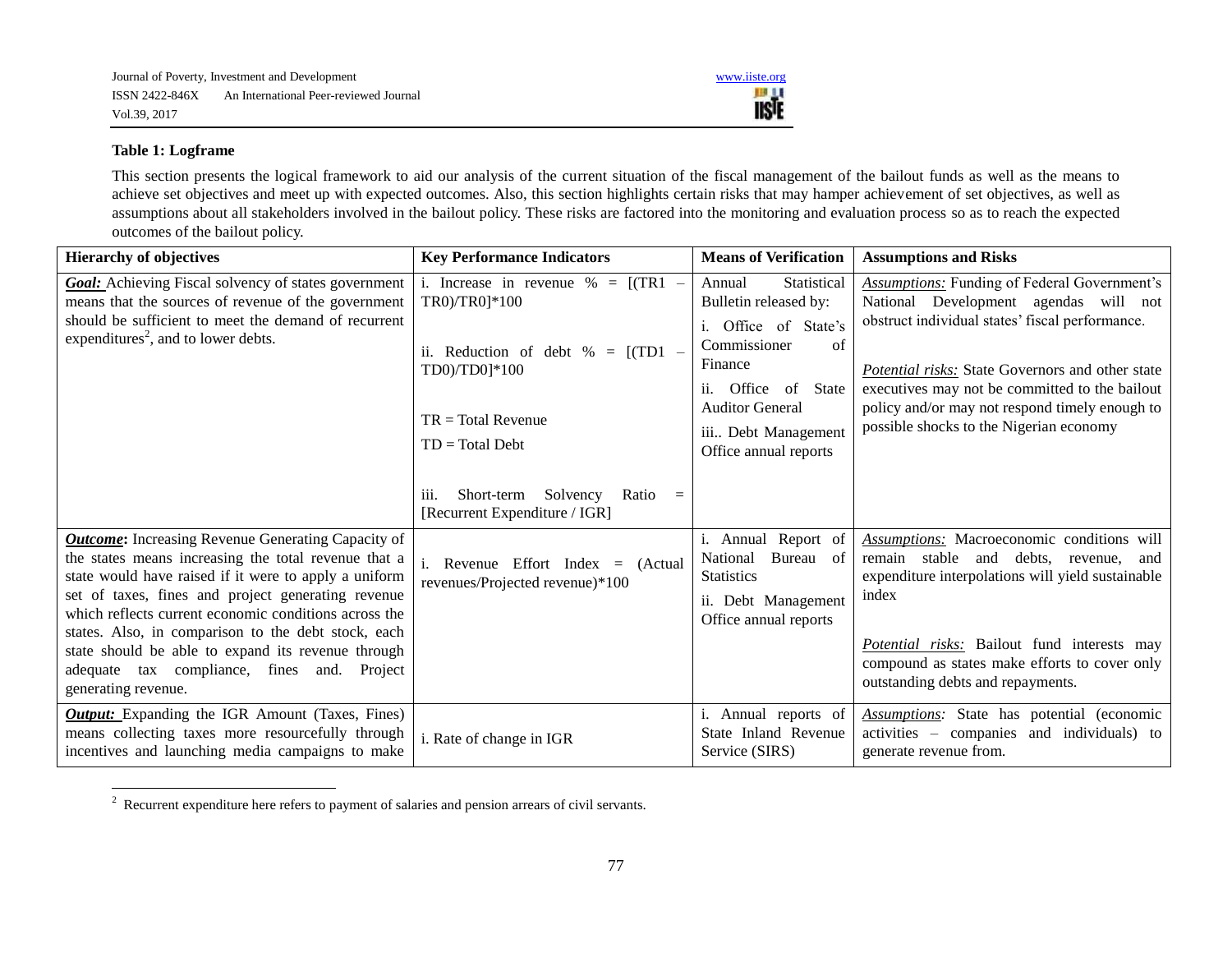### Table 1: Logframe

This section presents the logical framework to aid our analysis of the current situation of the fiscal management of the bailout funds as well as the means to achieve set objectives and meet up with expected outcomes. Also, this section highlights certain risks that may hamper achievement of set objectives, as well as assumptions about all stakeholders involved in the bailout policy. These risks are factored into the monitoring and evaluation process so as to reach the expected outcomes of the bailout policy.

| Hierarchy of objectives | Key Performance Indicators | Means of Verification | Assumptions and Risks |
|---|---|---|---|
| ***Goal:*** Achieving Fiscal solvency of states government means that the sources of revenue of the government should be sufficient to meet the demand of recurrent expenditures[2], and to lower debts. | i. Increase in revenue % = [(TR1 – TR0)/TR0]*100<br><br>ii. Reduction of debt % = [(TD1 – TD0)/TD0]*100<br><br>TR = Total Revenue<br>TD = Total Debt<br><br>iii. Short-term Solvency Ratio = [Recurrent Expenditure / IGR] | Annual Statistical Bulletin released by:<br>i. Office of State's Commissioner of Finance<br>ii. Office of State Auditor General<br>iii.. Debt Management Office annual reports | *Assumptions:* Funding of Federal Government's National Development agendas will not obstruct individual states' fiscal performance.<br><br>*Potential risks:* State Governors and other state executives may not be committed to the bailout policy and/or may not respond timely enough to possible shocks to the Nigerian economy |
| ***Outcome*:** Increasing Revenue Generating Capacity of the states means increasing the total revenue that a state would have raised if it were to apply a uniform set of taxes, fines and project generating revenue which reflects current economic conditions across the states. Also, in comparison to the debt stock, each state should be able to expand its revenue through adequate tax compliance, fines and. Project generating revenue. | i. Revenue Effort Index = (Actual revenues/Projected revenue)*100 | i. Annual Report of National Bureau of Statistics<br>ii. Debt Management Office annual reports | *Assumptions:* Macroeconomic conditions will remain stable and debts, revenue, and expenditure interpolations will yield sustainable index<br><br>*Potential risks:* Bailout fund interests may compound as states make efforts to cover only outstanding debts and repayments. |
| ***Output:*** Expanding the IGR Amount (Taxes, Fines) means collecting taxes more resourcefully through incentives and launching media campaigns to make | i. Rate of change in IGR | i. Annual reports of State Inland Revenue Service (SIRS) | *Assumptions:* State has potential (economic activities – companies and individuals) to generate revenue from. |

[2] Recurrent expenditure here refers to payment of salaries and pension arrears of civil servants.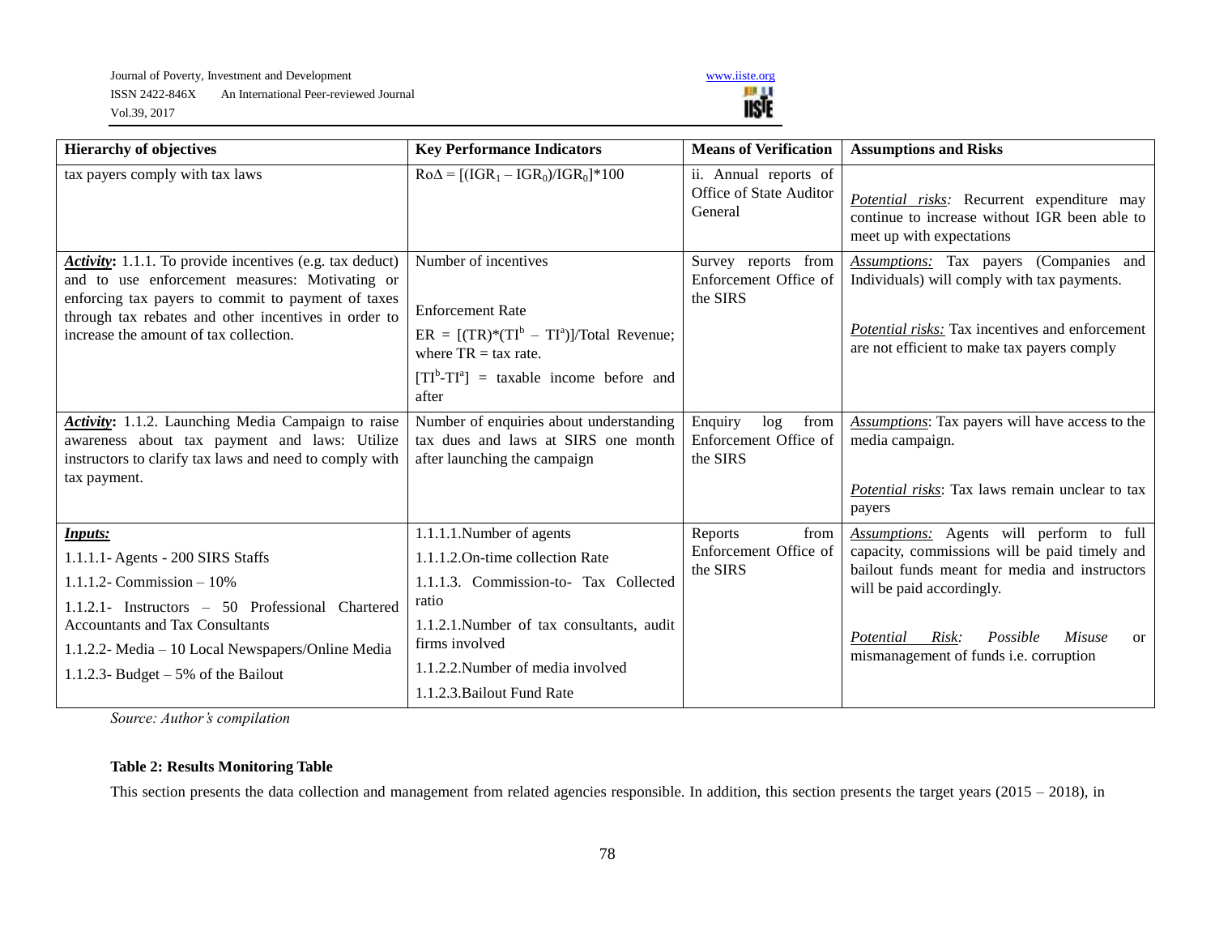| Hierarchy of objectives | Key Performance Indicators | Means of Verification | Assumptions and Risks |
|---|---|---|---|
| tax payers comply with tax laws | $Ro\Delta = [(IGR_1 - IGR_0)/IGR_0]*100$ | ii. Annual reports of Office of State Auditor General | *Potential risks:* Recurrent expenditure may continue to increase without IGR been able to meet up with expectations |
| ***Activity*:** 1.1.1. To provide incentives (e.g. tax deduct) and to use enforcement measures: Motivating or enforcing tax payers to commit to payment of taxes through tax rebates and other incentives in order to increase the amount of tax collection. | Number of incentives<br><br>Enforcement Rate<br>$ER = [(TR)*(TI^b - TI^a)]/\text{Total Revenue}$; where TR = tax rate.<br>$[TI^b\text{-}TI^a]$ = taxable income before and after | Survey reports from Enforcement Office of the SIRS | *Assumptions:* Tax payers (Companies and Individuals) will comply with tax payments.<br><br>*Potential risks:* Tax incentives and enforcement are not efficient to make tax payers comply |
| ***Activity*:** 1.1.2. Launching Media Campaign to raise awareness about tax payment and laws: Utilize instructors to clarify tax laws and need to comply with tax payment. | Number of enquiries about understanding tax dues and laws at SIRS one month after launching the campaign | Enquiry log from Enforcement Office of the SIRS | *Assumptions*: Tax payers will have access to the media campaign.<br><br>*Potential risks*: Tax laws remain unclear to tax payers |
| ***Inputs:***<br>1.1.1.1- Agents - 200 SIRS Staffs<br>1.1.1.2- Commission – 10%<br>1.1.2.1- Instructors – 50 Professional Chartered Accountants and Tax Consultants<br>1.1.2.2- Media – 10 Local Newspapers/Online Media<br>1.1.2.3- Budget – 5% of the Bailout | 1.1.1.1.Number of agents<br>1.1.1.2.On-time collection Rate<br>1.1.1.3. Commission-to- Tax Collected ratio<br>1.1.2.1.Number of tax consultants, audit firms involved<br>1.1.2.2.Number of media involved<br>1.1.2.3.Bailout Fund Rate | Reports from Enforcement Office of the SIRS | *Assumptions:* Agents will perform to full capacity, commissions will be paid timely and bailout funds meant for media and instructors will be paid accordingly.<br><br>*Potential Risk: Possible Misuse* or mismanagement of funds i.e. corruption |

*Source: Author's compilation*

**Table 2: Results Monitoring Table**

This section presents the data collection and management from related agencies responsible. In addition, this section presents the target years (2015 – 2018), in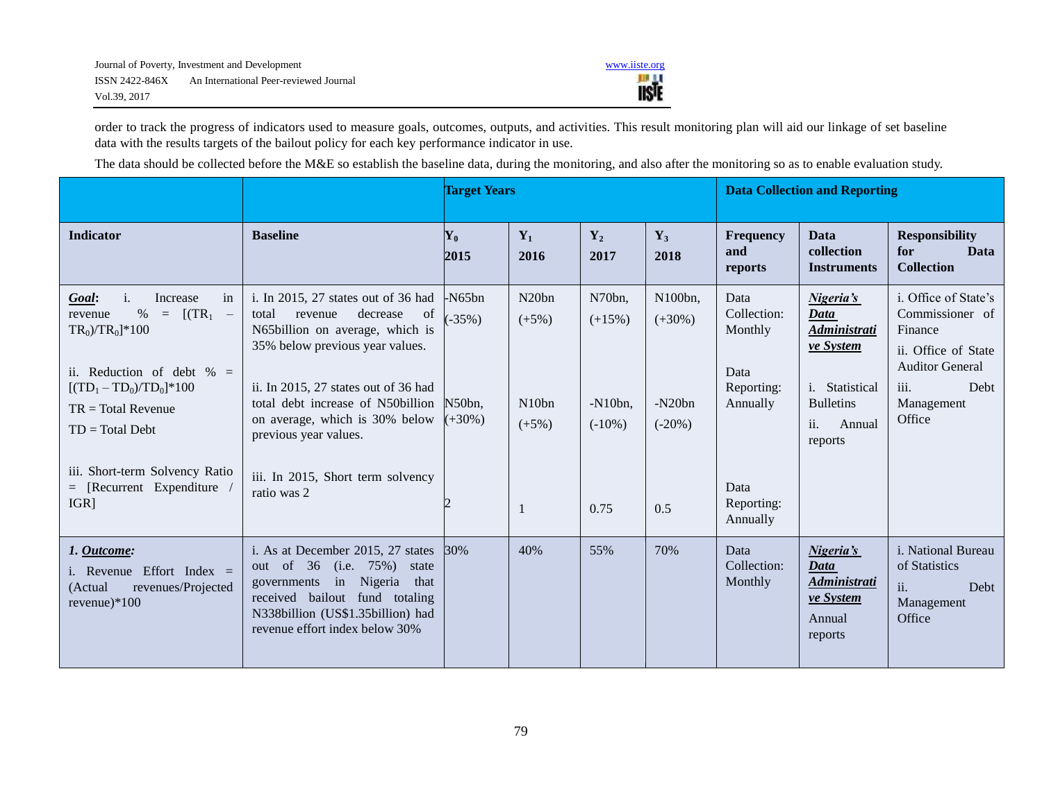order to track the progress of indicators used to measure goals, outcomes, outputs, and activities. This result monitoring plan will aid our linkage of set baseline data with the results targets of the bailout policy for each key performance indicator in use.

The data should be collected before the M&E so establish the baseline data, during the monitoring, and also after the monitoring so as to enable evaluation study.

| | | **Target Years** | | | | **Data Collection and Reporting** | | |
|---|---|---|---|---|---|---|---|---|
| **Indicator** | **Baseline** | **$Y_0$ 2015** | **$Y_1$ 2016** | **$Y_2$ 2017** | **$Y_3$ 2018** | **Frequency and reports** | **Data collection Instruments** | **Responsibility for Data Collection** |
| ***Goal*:** i. Increase in revenue % = $[(TR_1 - TR_0)/TR_0]*100$<br><br>ii. Reduction of debt % = $[(TD_1 - TD_0)/TD_0]*100$<br>TR = Total Revenue<br>TD = Total Debt<br><br>iii. Short-term Solvency Ratio = [Recurrent Expenditure / IGR] | i. In 2015, 27 states out of 36 had total revenue decrease of N65billion on average, which is 35% below previous year values.<br><br>ii. In 2015, 27 states out of 36 had total debt increase of N50billion on average, which is 30% below previous year values.<br><br>iii. In 2015, Short term solvency ratio was 2 | -N65bn (-35%)<br><br>N50bn, (+30%)<br><br>2 | N20bn (+5%)<br><br>N10bn (+5%)<br><br>1 | N70bn, (+15%)<br><br>-N10bn, (-10%)<br><br>0.75 | N100bn, (+30%)<br><br>-N20bn (-20%)<br><br>0.5 | Data Collection: Monthly<br><br>Data Reporting: Annually<br><br>Data Reporting: Annually | ***Nigeria's Data Administrative System***<br><br>i. Statistical Bulletins<br>ii. Annual reports | i. Office of State's Commissioner of Finance<br>ii. Office of State Auditor General<br>iii. Debt Management Office |
| ***1. Outcome:***<br>i. Revenue Effort Index = (Actual revenues/Projected revenue)*100 | i. As at December 2015, 27 states out of 36 (i.e. 75%) state governments in Nigeria that received bailout fund totaling N338billion (US$1.35billion) had revenue effort index below 30% | 30% | 40% | 55% | 70% | Data Collection: Monthly | ***Nigeria's Data Administrative System***<br>Annual reports | i. National Bureau of Statistics<br>ii. Debt Management Office |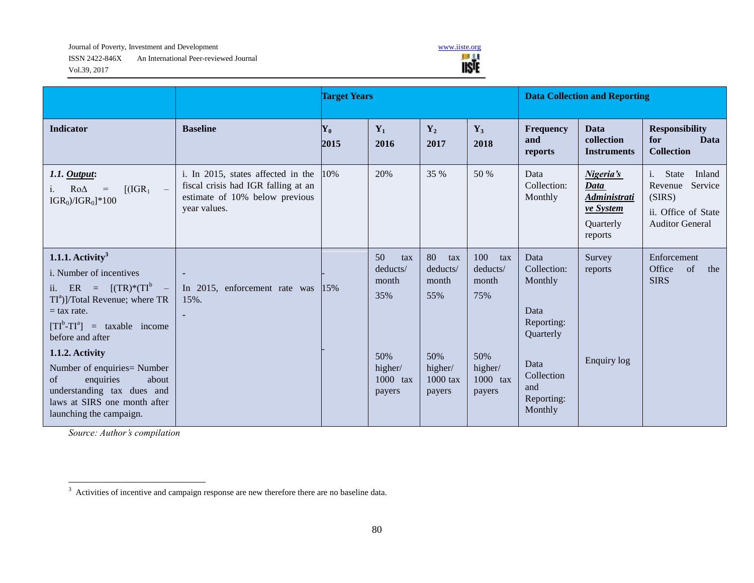| | | Target Years | | | | Data Collection and Reporting | | |
|---|---|---|---|---|---|---|---|---|
| **Indicator** | **Baseline** | **$Y_0$ 2015** | **$Y_1$ 2016** | **$Y_2$ 2017** | **$Y_3$ 2018** | **Frequency and reports** | **Data collection Instruments** | **Responsibility for Data Collection** |
| ***1.1. Output*:** i. $Ro\Delta = [(IGR_1 - IGR_0)/IGR_0]*100$ | i. In 2015, states affected in the fiscal crisis had IGR falling at an estimate of 10% below previous year values. | 10% | 20% | 35 % | 50 % | Data Collection: Monthly | ***Nigeria's Data Administrative System*** Quarterly reports | i. State Inland Revenue Service (SIRS) ii. Office of State Auditor General |
| **1.1.1. Activity**[3] i. Number of incentives ii. $ER = [(TR)*(TI^b - TI^a)]$/Total Revenue; where TR = tax rate. $[TI^b - TI^a]$ = taxable income before and after | - In 2015, enforcement rate was 15%. | - 15% | 50 tax deducts/ month 35% | 80 tax deducts/ month 55% | 100 tax deducts/ month 75% | Data Collection: Monthly Data Reporting: Quarterly | Survey reports | Enforcement Office of the SIRS |
| **1.1.2. Activity** Number of enquiries= Number of enquiries about understanding tax dues and laws at SIRS one month after launching the campaign. | - | - | 50% higher/ 1000 tax payers | 50% higher/ 1000 tax payers | 50% higher/ 1000 tax payers | Data Collection and Reporting: Monthly | Enquiry log | |

*Source: Author's compilation*

[3] Activities of incentive and campaign response are new therefore there are no baseline data.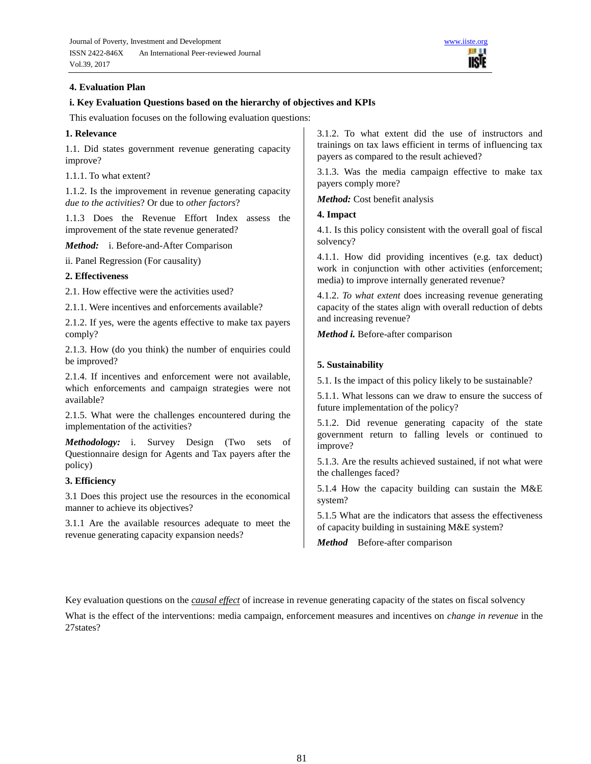## 4. Evaluation Plan

### i. Key Evaluation Questions based on the hierarchy of objectives and KPIs

This evaluation focuses on the following evaluation questions:

**1. Relevance**

1.1. Did states government revenue generating capacity improve?

1.1.1. To what extent?

1.1.2. Is the improvement in revenue generating capacity *due to the activities*? Or due to *other factors*?

1.1.3 Does the Revenue Effort Index assess the improvement of the state revenue generated?

***Method:*** i. Before-and-After Comparison

ii. Panel Regression (For causality)

**2. Effectiveness**

2.1. How effective were the activities used?

2.1.1. Were incentives and enforcements available?

2.1.2. If yes, were the agents effective to make tax payers comply?

2.1.3. How (do you think) the number of enquiries could be improved?

2.1.4. If incentives and enforcement were not available, which enforcements and campaign strategies were not available?

2.1.5. What were the challenges encountered during the implementation of the activities?

***Methodology:*** i. Survey Design (Two sets of Questionnaire design for Agents and Tax payers after the policy)

**3. Efficiency**

3.1 Does this project use the resources in the economical manner to achieve its objectives?

3.1.1 Are the available resources adequate to meet the revenue generating capacity expansion needs?

3.1.2. To what extent did the use of instructors and trainings on tax laws efficient in terms of influencing tax payers as compared to the result achieved?

3.1.3. Was the media campaign effective to make tax payers comply more?

***Method:*** Cost benefit analysis

**4. Impact**

4.1. Is this policy consistent with the overall goal of fiscal solvency?

4.1.1. How did providing incentives (e.g. tax deduct) work in conjunction with other activities (enforcement; media) to improve internally generated revenue?

4.1.2. *To what extent* does increasing revenue generating capacity of the states align with overall reduction of debts and increasing revenue?

***Method i.*** Before-after comparison

**5. Sustainability**

5.1. Is the impact of this policy likely to be sustainable?

5.1.1. What lessons can we draw to ensure the success of future implementation of the policy?

5.1.2. Did revenue generating capacity of the state government return to falling levels or continued to improve?

5.1.3. Are the results achieved sustained, if not what were the challenges faced?

5.1.4 How the capacity building can sustain the M&E system?

5.1.5 What are the indicators that assess the effectiveness of capacity building in sustaining M&E system?

***Method*** Before-after comparison

Key evaluation questions on the *causal effect* of increase in revenue generating capacity of the states on fiscal solvency

What is the effect of the interventions: media campaign, enforcement measures and incentives on *change in revenue* in the 27states?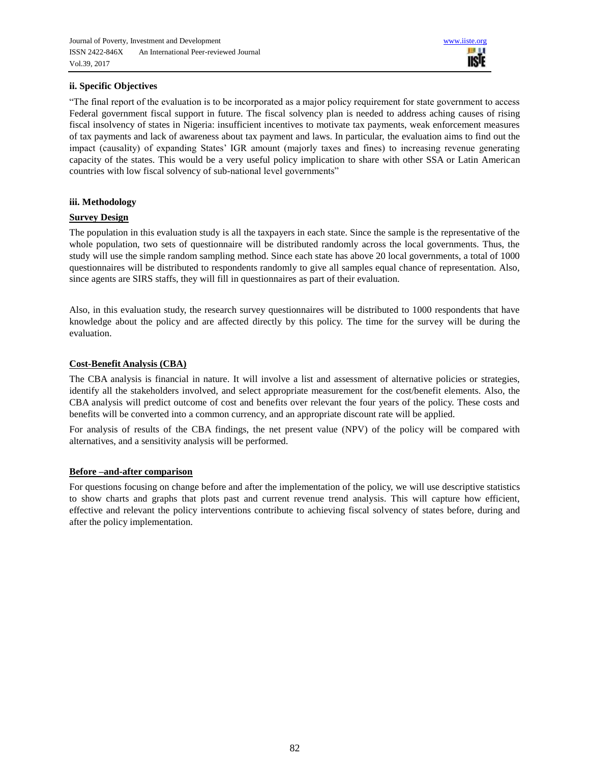**ii. Specific Objectives**

"The final report of the evaluation is to be incorporated as a major policy requirement for state government to access Federal government fiscal support in future. The fiscal solvency plan is needed to address aching causes of rising fiscal insolvency of states in Nigeria: insufficient incentives to motivate tax payments, weak enforcement measures of tax payments and lack of awareness about tax payment and laws. In particular, the evaluation aims to find out the impact (causality) of expanding States' IGR amount (majorly taxes and fines) to increasing revenue generating capacity of the states. This would be a very useful policy implication to share with other SSA or Latin American countries with low fiscal solvency of sub-national level governments"

**iii. Methodology**

**Survey Design**

The population in this evaluation study is all the taxpayers in each state. Since the sample is the representative of the whole population, two sets of questionnaire will be distributed randomly across the local governments. Thus, the study will use the simple random sampling method. Since each state has above 20 local governments, a total of 1000 questionnaires will be distributed to respondents randomly to give all samples equal chance of representation. Also, since agents are SIRS staffs, they will fill in questionnaires as part of their evaluation.

Also, in this evaluation study, the research survey questionnaires will be distributed to 1000 respondents that have knowledge about the policy and are affected directly by this policy. The time for the survey will be during the evaluation.

**Cost-Benefit Analysis (CBA)**

The CBA analysis is financial in nature. It will involve a list and assessment of alternative policies or strategies, identify all the stakeholders involved, and select appropriate measurement for the cost/benefit elements. Also, the CBA analysis will predict outcome of cost and benefits over relevant the four years of the policy. These costs and benefits will be converted into a common currency, and an appropriate discount rate will be applied.

For analysis of results of the CBA findings, the net present value (NPV) of the policy will be compared with alternatives, and a sensitivity analysis will be performed.

**Before –and-after comparison**

For questions focusing on change before and after the implementation of the policy, we will use descriptive statistics to show charts and graphs that plots past and current revenue trend analysis. This will capture how efficient, effective and relevant the policy interventions contribute to achieving fiscal solvency of states before, during and after the policy implementation.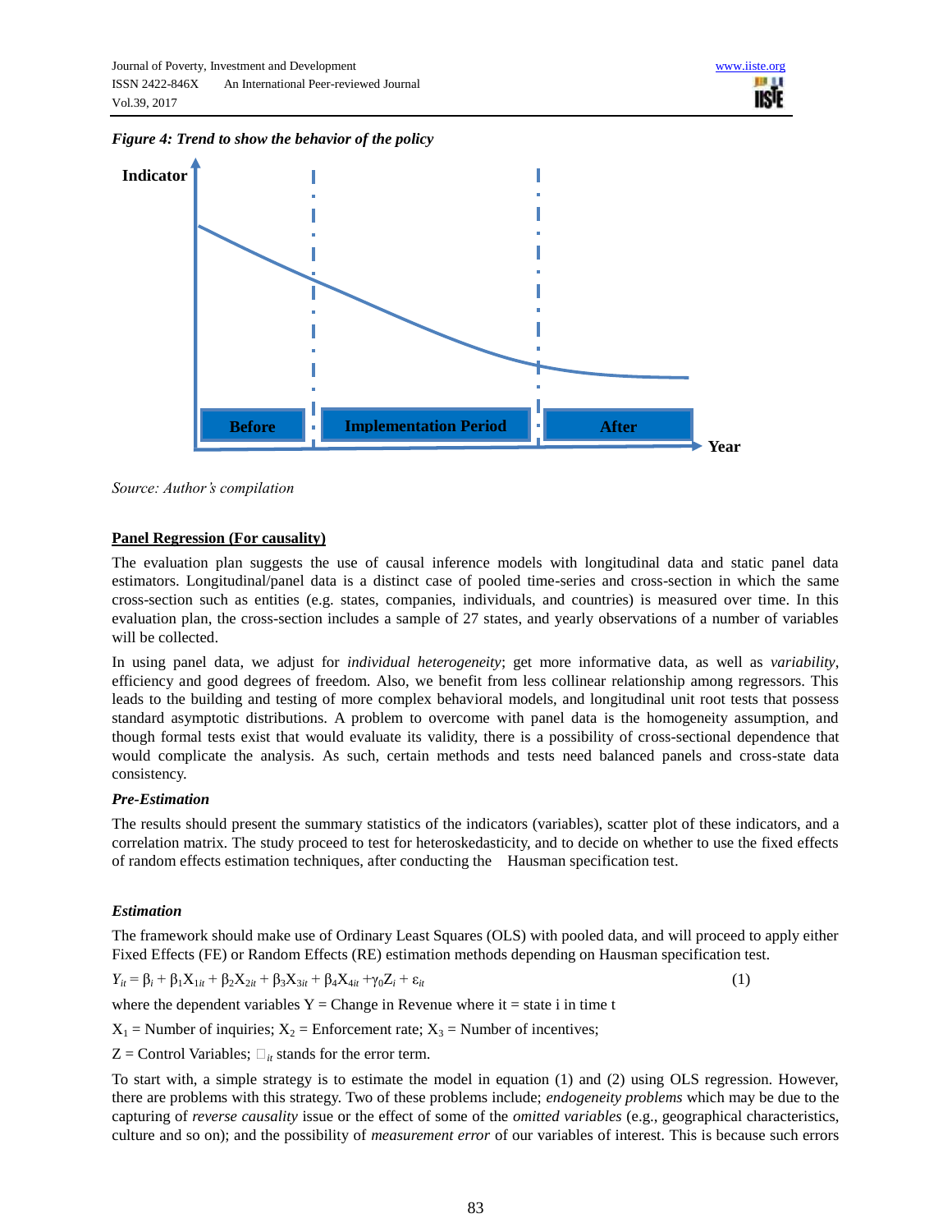*Figure 4: Trend to show the behavior of the policy*

Indicator

Before | Implementation Period | After

Year

*Source: Author's compilation*

**Panel Regression (For causality)**

The evaluation plan suggests the use of causal inference models with longitudinal data and static panel data estimators. Longitudinal/panel data is a distinct case of pooled time-series and cross-section in which the same cross-section such as entities (e.g. states, companies, individuals, and countries) is measured over time. In this evaluation plan, the cross-section includes a sample of 27 states, and yearly observations of a number of variables will be collected.

In using panel data, we adjust for *individual heterogeneity*; get more informative data, as well as *variability*, efficiency and good degrees of freedom. Also, we benefit from less collinear relationship among regressors. This leads to the building and testing of more complex behavioral models, and longitudinal unit root tests that possess standard asymptotic distributions. A problem to overcome with panel data is the homogeneity assumption, and though formal tests exist that would evaluate its validity, there is a possibility of cross-sectional dependence that would complicate the analysis. As such, certain methods and tests need balanced panels and cross-state data consistency.

***Pre-Estimation***

The results should present the summary statistics of the indicators (variables), scatter plot of these indicators, and a correlation matrix. The study proceed to test for heteroskedasticity, and to decide on whether to use the fixed effects of random effects estimation techniques, after conducting the Hausman specification test.

***Estimation***

The framework should make use of Ordinary Least Squares (OLS) with pooled data, and will proceed to apply either Fixed Effects (FE) or Random Effects (RE) estimation methods depending on Hausman specification test.

$$Y_{it} = \beta_i + \beta_1 X_{1it} + \beta_2 X_{2it} + \beta_3 X_{3it} + \beta_4 X_{4it} + \gamma_0 Z_i + \varepsilon_{it} \quad (1)$$

where the dependent variables Y = Change in Revenue where it = state i in time t

$X_1$ = Number of inquiries; $X_2$ = Enforcement rate; $X_3$ = Number of incentives;

Z = Control Variables; $\varepsilon_{it}$ stands for the error term.

To start with, a simple strategy is to estimate the model in equation (1) and (2) using OLS regression. However, there are problems with this strategy. Two of these problems include; *endogeneity problems* which may be due to the capturing of *reverse causality* issue or the effect of some of the *omitted variables* (e.g., geographical characteristics, culture and so on); and the possibility of *measurement error* of our variables of interest. This is because such errors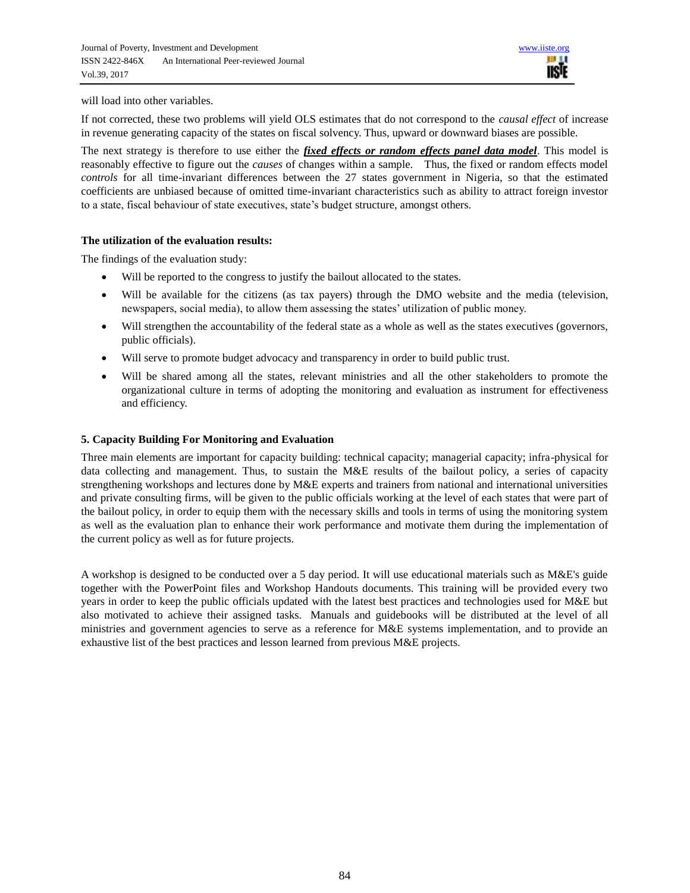will load into other variables.

If not corrected, these two problems will yield OLS estimates that do not correspond to the *causal effect* of increase in revenue generating capacity of the states on fiscal solvency. Thus, upward or downward biases are possible.

The next strategy is therefore to use either the ***fixed effects or random effects panel data model***. This model is reasonably effective to figure out the *causes* of changes within a sample. Thus, the fixed or random effects model *controls* for all time-invariant differences between the 27 states government in Nigeria, so that the estimated coefficients are unbiased because of omitted time-invariant characteristics such as ability to attract foreign investor to a state, fiscal behaviour of state executives, state's budget structure, amongst others.

**The utilization of the evaluation results:**

The findings of the evaluation study:

- Will be reported to the congress to justify the bailout allocated to the states.
- Will be available for the citizens (as tax payers) through the DMO website and the media (television, newspapers, social media), to allow them assessing the states' utilization of public money.
- Will strengthen the accountability of the federal state as a whole as well as the states executives (governors, public officials).
- Will serve to promote budget advocacy and transparency in order to build public trust.
- Will be shared among all the states, relevant ministries and all the other stakeholders to promote the organizational culture in terms of adopting the monitoring and evaluation as instrument for effectiveness and efficiency.

## 5. Capacity Building For Monitoring and Evaluation

Three main elements are important for capacity building: technical capacity; managerial capacity; infra-physical for data collecting and management. Thus, to sustain the M&E results of the bailout policy, a series of capacity strengthening workshops and lectures done by M&E experts and trainers from national and international universities and private consulting firms, will be given to the public officials working at the level of each states that were part of the bailout policy, in order to equip them with the necessary skills and tools in terms of using the monitoring system as well as the evaluation plan to enhance their work performance and motivate them during the implementation of the current policy as well as for future projects.

A workshop is designed to be conducted over a 5 day period. It will use educational materials such as M&E's guide together with the PowerPoint files and Workshop Handouts documents. This training will be provided every two years in order to keep the public officials updated with the latest best practices and technologies used for M&E but also motivated to achieve their assigned tasks. Manuals and guidebooks will be distributed at the level of all ministries and government agencies to serve as a reference for M&E systems implementation, and to provide an exhaustive list of the best practices and lesson learned from previous M&E projects.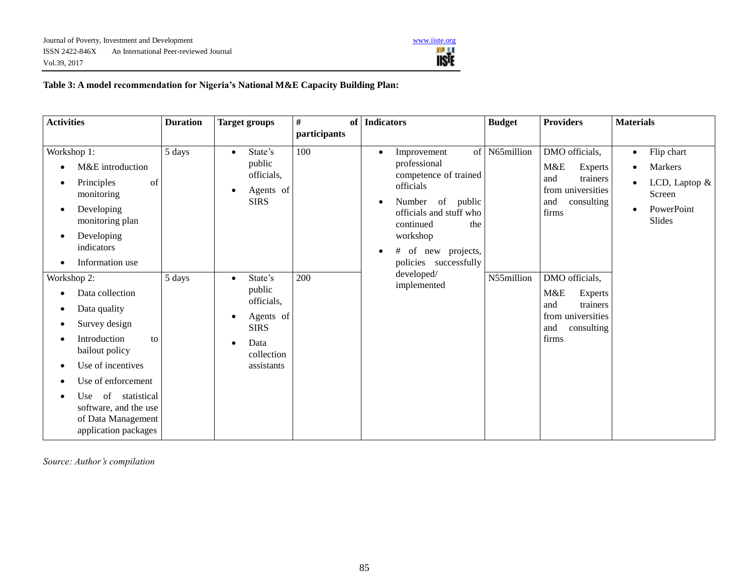**Table 3: A model recommendation for Nigeria's National M&E Capacity Building Plan:**

| Activities | Duration | Target groups | # of participants | Indicators | Budget | Providers | Materials |
|---|---|---|---|---|---|---|---|
| Workshop 1:<br>• M&E introduction<br>• Principles of monitoring<br>• Developing monitoring plan<br>• Developing indicators<br>• Information use | 5 days | • State's public officials,<br>• Agents of SIRS | 100 | • Improvement of professional competence of trained officials<br>• Number of public officials and stuff who continued the workshop<br>• # of new projects, policies successfully developed/ implemented | N65million | DMO officials, M&E Experts and trainers from universities and consulting firms | • Flip chart<br>• Markers<br>• LCD, Laptop & Screen<br>• PowerPoint Slides |
| Workshop 2:<br>• Data collection<br>• Data quality<br>• Survey design<br>• Introduction to bailout policy<br>• Use of incentives<br>• Use of enforcement<br>• Use of statistical software, and the use of Data Management application packages | 5 days | • State's public officials,<br>• Agents of SIRS<br>• Data collection assistants | 200 | | N55million | DMO officials, M&E Experts and trainers from universities and consulting firms | |

*Source: Author's compilation*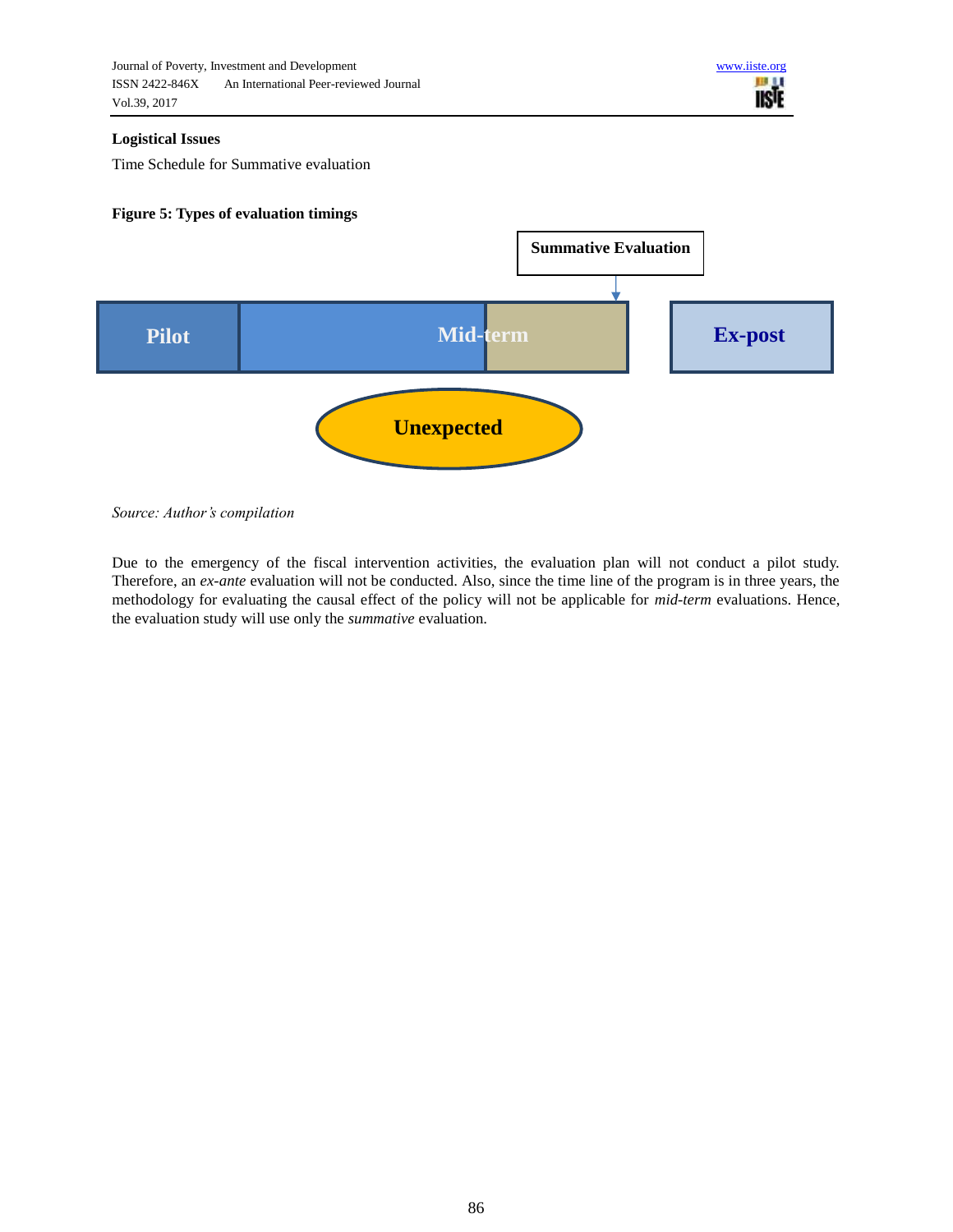**Logistical Issues**

Time Schedule for Summative evaluation

**Figure 5: Types of evaluation timings**

Summative Evaluation

Pilot | Mid-term | Ex-post

Unexpected

*Source: Author's compilation*

Due to the emergency of the fiscal intervention activities, the evaluation plan will not conduct a pilot study. Therefore, an *ex-ante* evaluation will not be conducted. Also, since the time line of the program is in three years, the methodology for evaluating the causal effect of the policy will not be applicable for *mid-term* evaluations. Hence, the evaluation study will use only the *summative* evaluation.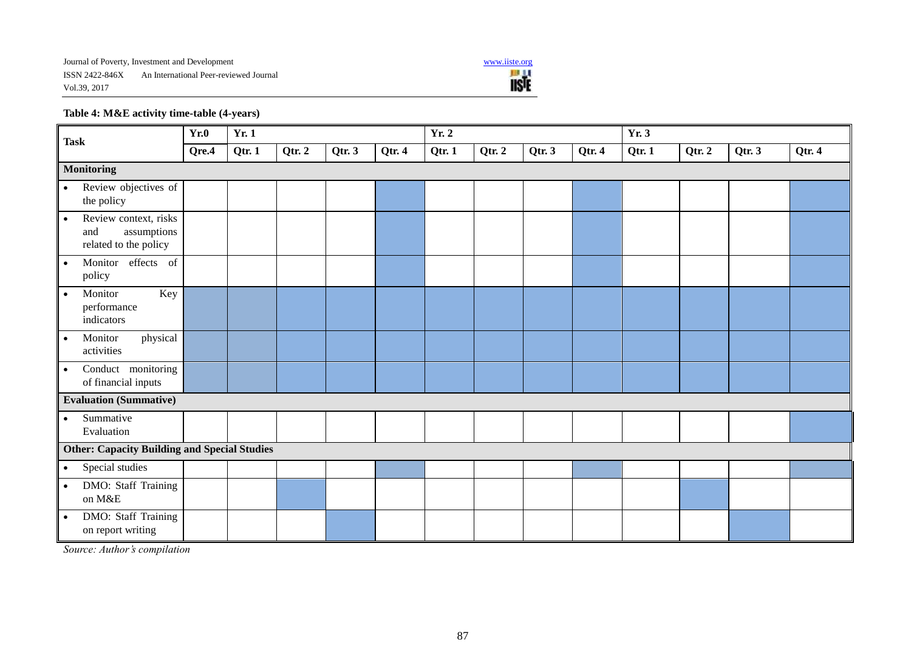**Table 4: M&E activity time-table (4-years)**

| Task | Yr.0 | Yr. 1 | | | | Yr. 2 | | | | Yr. 3 | | | |
|---|---|---|---|---|---|---|---|---|---|---|---|---|---|
| | Qre.4 | Qtr. 1 | Qtr. 2 | Qtr. 3 | Qtr. 4 | Qtr. 1 | Qtr. 2 | Qtr. 3 | Qtr. 4 | Qtr. 1 | Qtr. 2 | Qtr. 3 | Qtr. 4 |
| **Monitoring** | | | | | | | | | | | | | |
| • Review objectives of the policy | | | | | ■ | | | | ■ | | | | ■ |
| • Review context, risks and assumptions related to the policy | | | | | ■ | | | | ■ | | | | ■ |
| • Monitor effects of policy | | | | | ■ | | | | ■ | | | | ■ |
| • Monitor Key performance indicators | ■ | ■ | ■ | ■ | ■ | ■ | ■ | ■ | ■ | ■ | ■ | ■ | ■ |
| • Monitor physical activities | ■ | ■ | ■ | ■ | ■ | ■ | ■ | ■ | ■ | ■ | ■ | ■ | ■ |
| • Conduct monitoring of financial inputs | ■ | ■ | ■ | ■ | ■ | ■ | ■ | ■ | ■ | ■ | ■ | ■ | ■ |
| **Evaluation (Summative)** | | | | | | | | | | | | | |
| • Summative Evaluation | | | | | | | | | | | | | ■ |
| **Other: Capacity Building and Special Studies** | | | | | | | | | | | | | |
| • Special studies | | | | | ■ | | | | ■ | | | | ■ |
| • DMO: Staff Training on M&E | | | ■ | | | | | | | | ■ | | |
| • DMO: Staff Training on report writing | | | | ■ | | | | | | | | ■ | |

*Source: Author's compilation*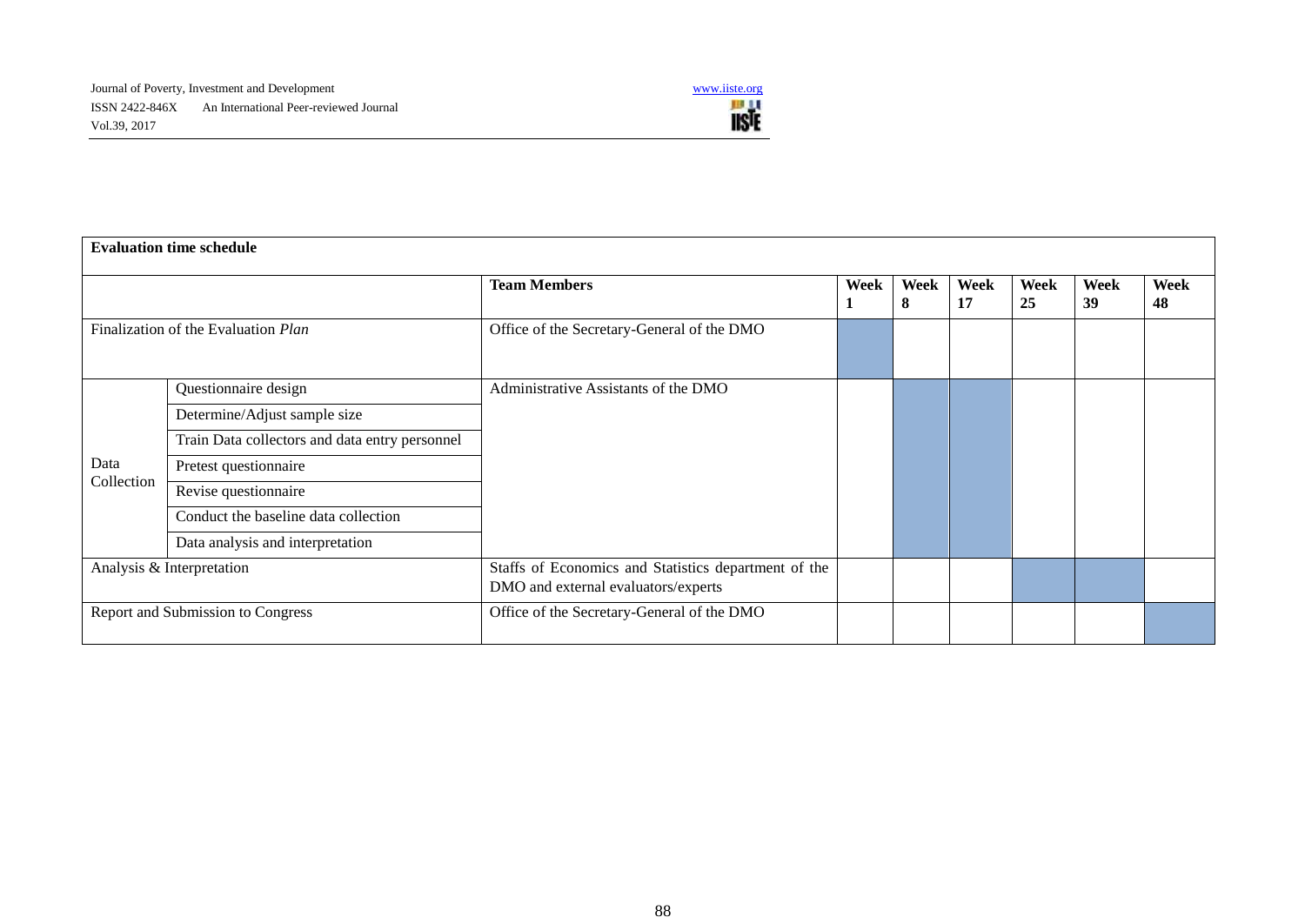**Evaluation time schedule**

| | | Team Members | Week 1 | Week 8 | Week 17 | Week 25 | Week 39 | Week 48 |
|---|---|---|---|---|---|---|---|---|
| Finalization of the Evaluation *Plan* | | Office of the Secretary-General of the DMO | | | | | | |
| Data Collection | Questionnaire design | Administrative Assistants of the DMO | | | | | | |
| | Determine/Adjust sample size | | | | | | | |
| | Train Data collectors and data entry personnel | | | | | | | |
| | Pretest questionnaire | | | | | | | |
| | Revise questionnaire | | | | | | | |
| | Conduct the baseline data collection | | | | | | | |
| | Data analysis and interpretation | | | | | | | |
| Analysis & Interpretation | | Staffs of Economics and Statistics department of the DMO and external evaluators/experts | | | | | | |
| Report and Submission to Congress | | Office of the Secretary-General of the DMO | | | | | | |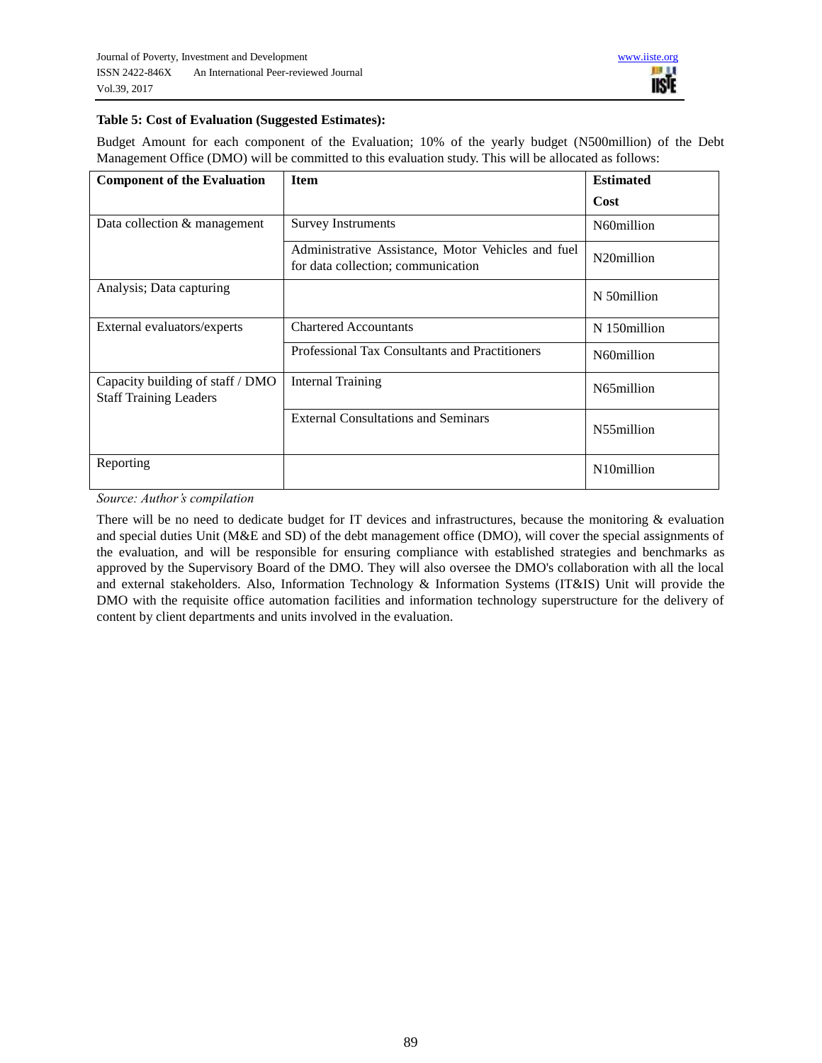**Table 5: Cost of Evaluation (Suggested Estimates):**

Budget Amount for each component of the Evaluation; 10% of the yearly budget (N500million) of the Debt Management Office (DMO) will be committed to this evaluation study. This will be allocated as follows:

| Component of the Evaluation | Item | Estimated Cost |
|---|---|---|
| Data collection & management | Survey Instruments | N60million |
| | Administrative Assistance, Motor Vehicles and fuel for data collection; communication | N20million |
| Analysis; Data capturing | | N 50million |
| External evaluators/experts | Chartered Accountants | N 150million |
| | Professional Tax Consultants and Practitioners | N60million |
| Capacity building of staff / DMO Staff Training Leaders | Internal Training | N65million |
| | External Consultations and Seminars | N55million |
| Reporting | | N10million |

*Source: Author's compilation*

There will be no need to dedicate budget for IT devices and infrastructures, because the monitoring & evaluation and special duties Unit (M&E and SD) of the debt management office (DMO), will cover the special assignments of the evaluation, and will be responsible for ensuring compliance with established strategies and benchmarks as approved by the Supervisory Board of the DMO. They will also oversee the DMO's collaboration with all the local and external stakeholders. Also, Information Technology & Information Systems (IT&IS) Unit will provide the DMO with the requisite office automation facilities and information technology superstructure for the delivery of content by client departments and units involved in the evaluation.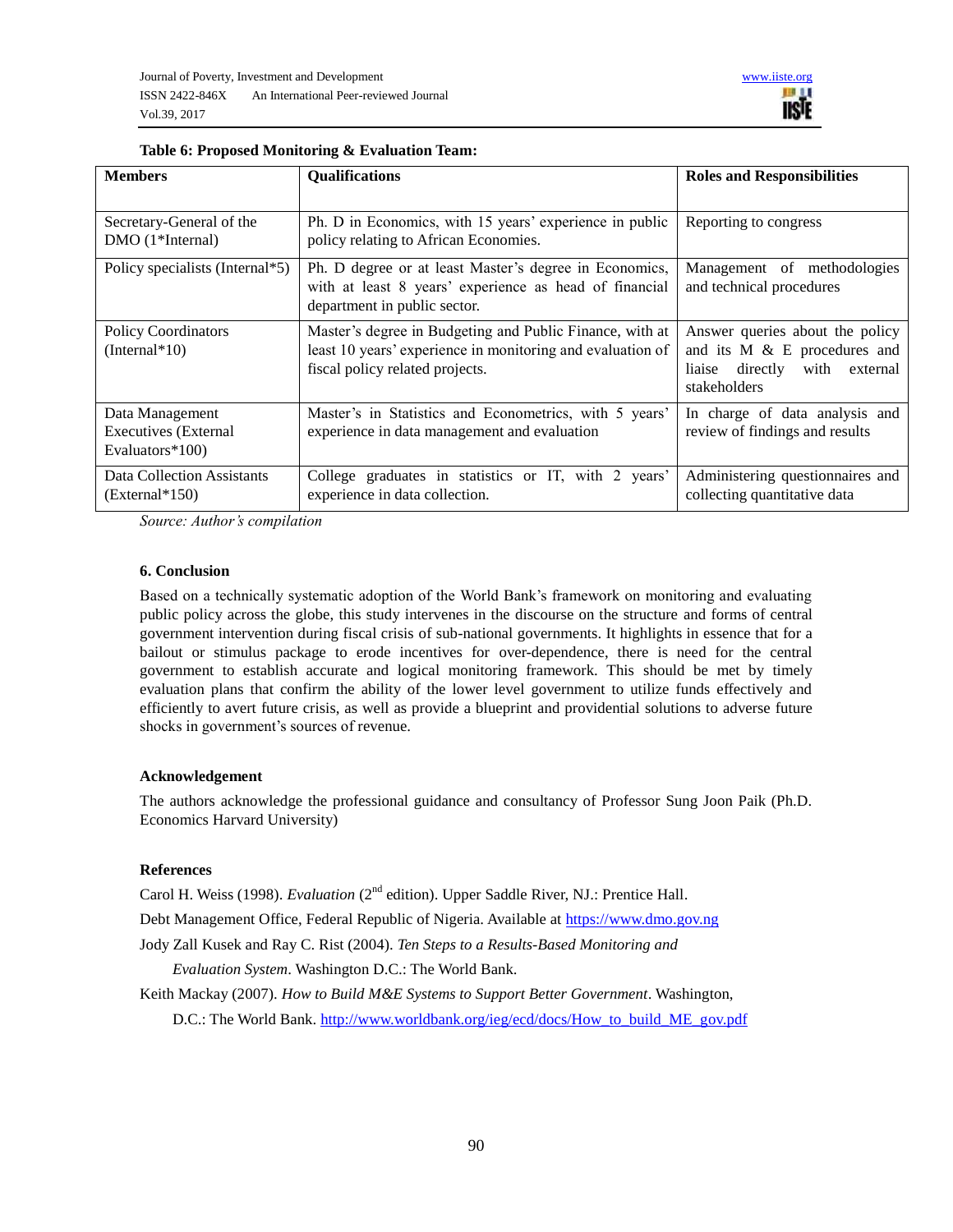**Table 6: Proposed Monitoring & Evaluation Team:**

| Members | Qualifications | Roles and Responsibilities |
|---|---|---|
| Secretary-General of the DMO (1*Internal) | Ph. D in Economics, with 15 years' experience in public policy relating to African Economies. | Reporting to congress |
| Policy specialists (Internal*5) | Ph. D degree or at least Master's degree in Economics, with at least 8 years' experience as head of financial department in public sector. | Management of methodologies and technical procedures |
| Policy Coordinators (Internal*10) | Master's degree in Budgeting and Public Finance, with at least 10 years' experience in monitoring and evaluation of fiscal policy related projects. | Answer queries about the policy and its M & E procedures and liaise directly with external stakeholders |
| Data Management Executives (External Evaluators*100) | Master's in Statistics and Econometrics, with 5 years' experience in data management and evaluation | In charge of data analysis and review of findings and results |
| Data Collection Assistants (External*150) | College graduates in statistics or IT, with 2 years' experience in data collection. | Administering questionnaires and collecting quantitative data |

*Source: Author's compilation*

### 6. Conclusion

Based on a technically systematic adoption of the World Bank's framework on monitoring and evaluating public policy across the globe, this study intervenes in the discourse on the structure and forms of central government intervention during fiscal crisis of sub-national governments. It highlights in essence that for a bailout or stimulus package to erode incentives for over-dependence, there is need for the central government to establish accurate and logical monitoring framework. This should be met by timely evaluation plans that confirm the ability of the lower level government to utilize funds effectively and efficiently to avert future crisis, as well as provide a blueprint and providential solutions to adverse future shocks in government's sources of revenue.

### Acknowledgement

The authors acknowledge the professional guidance and consultancy of Professor Sung Joon Paik (Ph.D. Economics Harvard University)

### References

Carol H. Weiss (1998). *Evaluation* (2nd edition). Upper Saddle River, NJ.: Prentice Hall.

Debt Management Office, Federal Republic of Nigeria. Available at https://www.dmo.gov.ng

Jody Zall Kusek and Ray C. Rist (2004). *Ten Steps to a Results-Based Monitoring and Evaluation System*. Washington D.C.: The World Bank.

Keith Mackay (2007). *How to Build M&E Systems to Support Better Government*. Washington, D.C.: The World Bank. http://www.worldbank.org/ieg/ecd/docs/How_to_build_ME_gov.pdf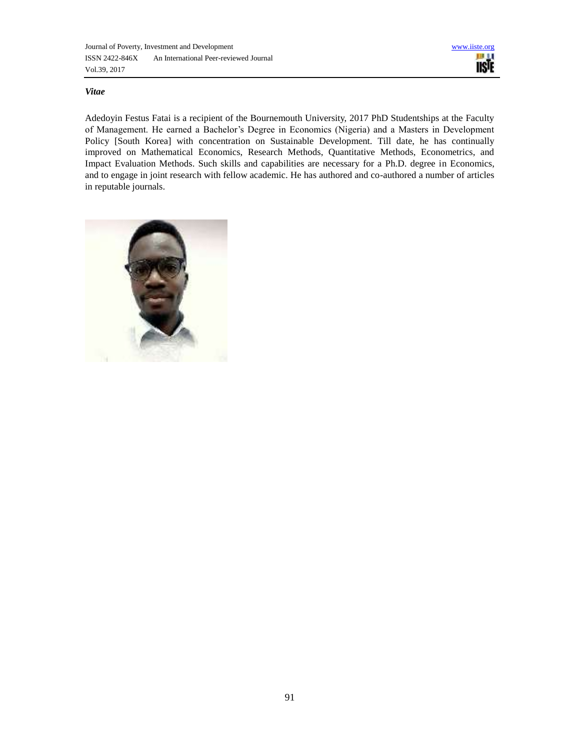*Vitae*

Adedoyin Festus Fatai is a recipient of the Bournemouth University, 2017 PhD Studentships at the Faculty of Management. He earned a Bachelor's Degree in Economics (Nigeria) and a Masters in Development Policy [South Korea] with concentration on Sustainable Development. Till date, he has continually improved on Mathematical Economics, Research Methods, Quantitative Methods, Econometrics, and Impact Evaluation Methods. Such skills and capabilities are necessary for a Ph.D. degree in Economics, and to engage in joint research with fellow academic. He has authored and co-authored a number of articles in reputable journals.